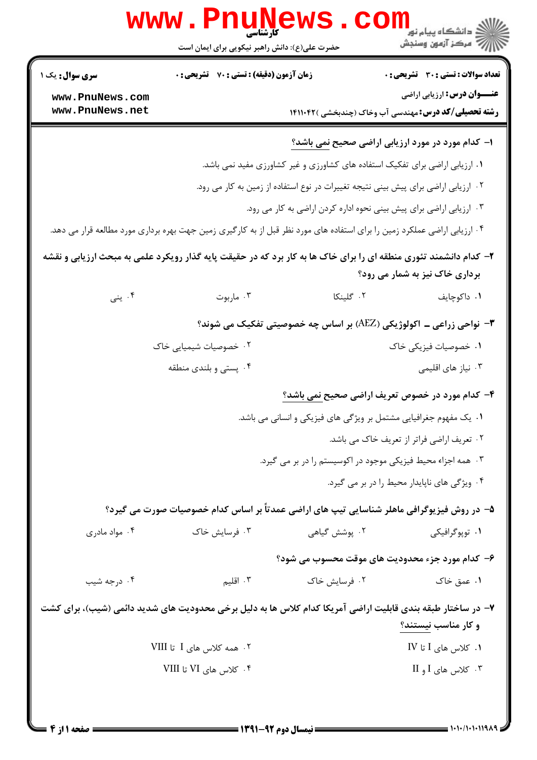**سری سوال:** یک ۱

**زمان آزمون (دقیقه) : تستی : ۷۰ تشریحی : ۰**

**تعداد سوالات : تستی : ۳۰ تشریحی : ۰**

**عنـــوان درس:** ارزیابی اراضی

**رشته تحصیلی/کد درس:** مهندسی آب وخاک (چندبخشی )۱۴۱۱۰۴۲

۱- کدام مورد در مورد ارزیابی اراضی صحیح نمی باشد؟

۱. ارزیابی اراضی برای تفکیک استفاده های کشاورزی و غیر کشاورزی مفید نمی باشد.

۲. ارزیابی اراضی برای پیش بینی نتیجه تغییرات در نوع استفاده از زمین به کار می رود.

۳. ارزیابی اراضی برای پیش بینی نحوه اداره کردن اراضی به کار می رود.

۴. ارزیابی اراضی عملکرد زمین را برای استفاده های مورد نظر قبل از به کارگیری زمین جهت بهره برداری مورد مطالعه قرار می دهد.

۲- کدام دانشمند تئوری منطقه ای را برای خاک ها به کار برد که در حقیقت پایه گذار رویکرد علمی به مبحث ارزیابی و نقشه برداری خاک نیز به شمار می رود؟

۱. داکوچایف  ۲. گلینکا  ۳. ماربوت  ۴. ینی

۳- نواحی زراعی ـ اکولوژیکی (AEZ) بر اساس چه خصوصیتی تفکیک می شوند؟

۱. خصوصیات فیزیکی خاک  ۲. خصوصیات شیمیایی خاک

۳. نیاز های اقلیمی  ۴. پستی و بلندی منطقه

۴- کدام مورد در خصوص تعریف اراضی صحیح نمی باشد؟

۱. یک مفهوم جغرافیایی مشتمل بر ویژگی های فیزیکی و انسانی می باشد.

۲. تعریف اراضی فراتر از تعریف خاک می باشد.

۳. همه اجزاء محیط فیزیکی موجود در اکوسیستم را در بر می گیرد.

۴. ویژگی های ناپایدار محیط را در بر می گیرد.

۵- در روش فیزیوگرافی ماهلر شناسایی تیپ های اراضی عمدتاً بر اساس کدام خصوصیات صورت می گیرد؟

۱. توپوگرافیکی  ۲. پوشش گیاهی  ۳. فرسایش خاک  ۴. مواد مادری

۶- کدام مورد جزء محدودیت های موقت محسوب می شود؟

۱. عمق خاک  ۲. فرسایش خاک  ۳. اقلیم  ۴. درجه شیب

۷- در ساختار طبقه بندی قابلیت اراضی آمریکا کدام کلاس ها به دلیل برخی محدودیت های شدید دائمی (شیب)، برای کشت و کار مناسب نیستند؟

۱. کلاس های I تا IV  ۲. همه کلاس های I تا VIII

۳. کلاس های I و II  ۴. کلاس های VI تا VIII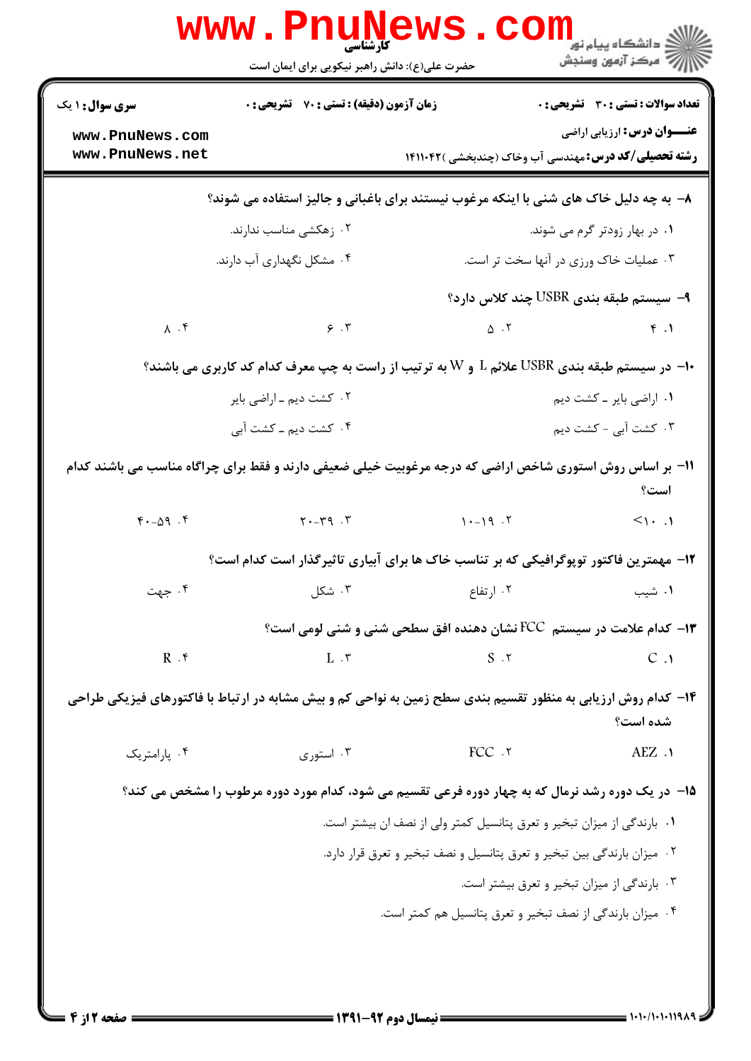۸- به چه دلیل خاک های شنی با اینکه مرغوب نیستند برای باغبانی و جالیز استفاده می شوند؟

۱. در بهار زودتر گرم می شوند.

۲. زهکشی مناسب ندارند.

۳. عملیات خاک ورزی در آنها سخت تر است.

۴. مشکل نگهداری آب دارند.

۹- سیستم طبقه بندی USBR چند کلاس دارد؟

۱. ۴

۲. ۵

۳. ۶

۴. ۸

۱۰- در سیستم طبقه بندی USBR علائم L و W به ترتیب از راست به چپ معرف کدام کد کاربری می باشند؟

۱. اراضی بایر ـ کشت دیم

۲. کشت دیم ـ اراضی بایر

۳. کشت آبی - کشت دیم

۴. کشت دیم ـ کشت آبی

۱۱- بر اساس روش استوری شاخص اراضی که درجه مرغوبیت خیلی ضعیفی دارند و فقط برای چراگاه مناسب می باشند کدام است؟

۱. ۱۰>

۲. ۱۹-۱۰

۳. ۳۹-۲۰

۴. ۵۹-۴۰

۱۲- مهمترین فاکتور توپوگرافیکی که بر تناسب خاک ها برای آبیاری تاثیرگذار است کدام است؟

۱. شیب

۲. ارتفاع

۳. شکل

۴. جهت

۱۳- کدام علامت در سیستم FCC نشان دهنده افق سطحی شنی و شنی لومی است؟

۱. C

۲. S

۳. L

۴. R

۱۴- کدام روش ارزیابی به منظور تقسیم بندی سطح زمین به نواحی کم و بیش مشابه در ارتباط با فاکتورهای فیزیکی طراحی شده است؟

۱. AEZ

۲. FCC

۳. استوری

۴. پارامتریک

۱۵- در یک دوره رشد نرمال که به چهار دوره فرعی تقسیم می شود، کدام مورد دوره مرطوب را مشخص می کند؟

۱. بارندگی از میزان تبخیر و تعرق پتانسیل کمتر ولی از نصف ان بیشتر است.

۲. میزان بارندگی بین تبخیر و تعرق پتانسیل و نصف تبخیر و تعرق قرار دارد.

۳. بارندگی از میزان تبخیر و تعرق بیشتر است.

۴. میزان بارندگی از نصف تبخیر و تعرق پتانسیل هم کمتر است.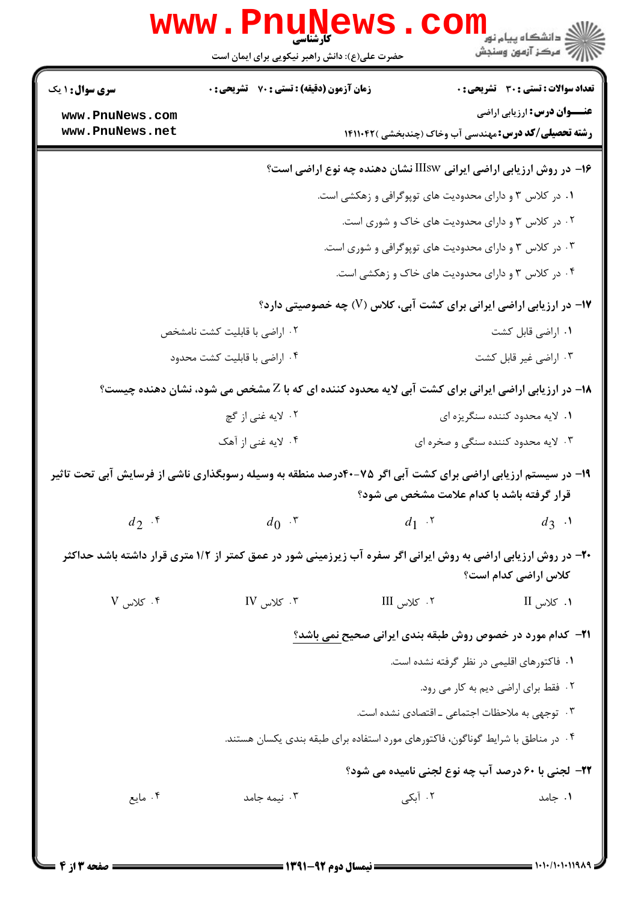**سری سوال: ۱ یک** | **زمان آزمون (دقیقه) : تستی : ۷۰ تشریحی : ۰** | **تعداد سوالات : تستی : ۳۰ تشریحی : ۰**

**عنـــوان درس:** ارزیابی اراضی

**رشته تحصیلی/کد درس:** مهندسی آب وخاک (چندبخشی )۱۴۱۱۰۴۲

**۱۶- در روش ارزیابی اراضی ایرانی IIIsw نشان دهنده چه نوع اراضی است؟**

۱. در کلاس ۳ و دارای محدودیت های توپوگرافی و زهکشی است.

۲. در کلاس ۳ و دارای محدودیت های خاک و شوری است.

۳. در کلاس ۳ و دارای محدودیت های توپوگرافی و شوری است.

۴. در کلاس ۳ و دارای محدودیت های خاک و زهکشی است.

**۱۷- در ارزیابی اراضی ایرانی برای کشت آبی، کلاس (V) چه خصوصیتی دارد؟**

۱. اراضی قابل کشت

۲. اراضی با قابلیت کشت نامشخص

۳. اراضی غیر قابل کشت

۴. اراضی با قابلیت کشت محدود

**۱۸- در ارزیابی اراضی ایرانی برای کشت آبی لایه محدود کننده ای که با Z مشخص می شود، نشان دهنده چیست؟**

۱. لایه محدود کننده سنگریزه ای

۲. لایه غنی از گچ

۳. لایه محدود کننده سنگی و صخره ای

۴. لایه غنی از آهک

**۱۹- در سیستم ارزیابی اراضی برای کشت آبی اگر ۷۵-۴۰درصد منطقه به وسیله رسوبگذاری ناشی از فرسایش آبی تحت تاثیر قرار گرفته باشد با کدام علامت مشخص می شود؟**

۱. $d_3$

۲. $d_1$

۳. $d_0$

۴. $d_2$

**۲۰- در روش ارزیابی اراضی به روش ایرانی اگر سفره آب زیرزمینی شور در عمق کمتر از ۱/۲ متری قرار داشته باشد حداکثر کلاس اراضی کدام است؟**

۱. کلاس II

۲. کلاس III

۳. کلاس IV

۴. کلاس V

**۲۱- کدام مورد در خصوص روش طبقه بندی ایرانی صحیح نمی باشد؟**

۱. فاکتورهای اقلیمی در نظر گرفته نشده است.

۲. فقط برای اراضی دیم به کار می رود.

۳. توجهی به ملاحظات اجتماعی ـ اقتصادی نشده است.

۴. در مناطق با شرایط گوناگون، فاکتورهای مورد استفاده برای طبقه بندی یکسان هستند.

**۲۲- لجنی با ۶۰ درصد آب چه نوع لجنی نامیده می شود؟**

۱. جامد

۲. آبکی

۳. نیمه جامد

۴. مایع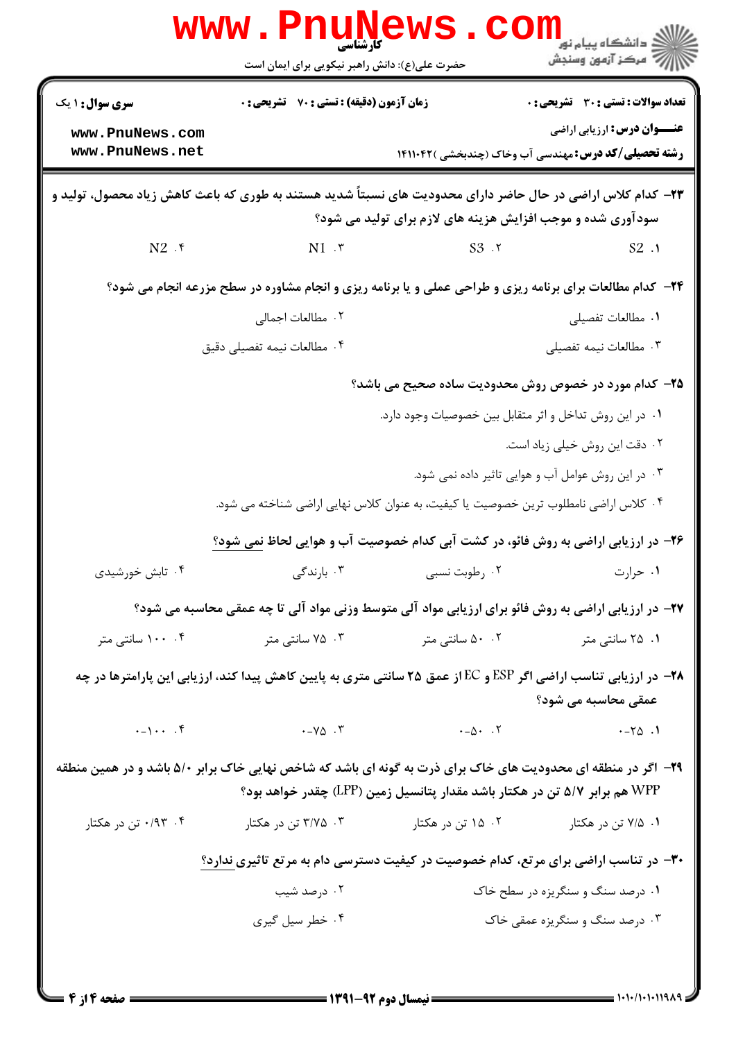۲۳- کدام کلاس اراضی در حال حاضر دارای محدودیت های نسبتاً شدید هستند به طوری که باعث کاهش زیاد محصول، تولید و سودآوری شده و موجب افزایش هزینه های لازم برای تولید می شود؟

۱. S2
۲. S3
۳. N1
۴. N2

۲۴- کدام مطالعات برای برنامه ریزی و طراحی عملی و یا برنامه ریزی و انجام مشاوره در سطح مزرعه انجام می شود؟

۱. مطالعات تفصیلی
۲. مطالعات اجمالی
۳. مطالعات نیمه تفصیلی
۴. مطالعات نیمه تفصیلی دقیق

۲۵- کدام مورد در خصوص روش محدودیت ساده صحیح می باشد؟

۱. در این روش تداخل و اثر متقابل بین خصوصیات وجود دارد.
۲. دقت این روش خیلی زیاد است.
۳. در این روش عوامل آب و هوایی تاثیر داده نمی شود.
۴. کلاس اراضی نامطلوب ترین خصوصیت یا کیفیت، به عنوان کلاس نهایی اراضی شناخته می شود.

۲۶- در ارزیابی اراضی به روش فائو، در کشت آبی کدام خصوصیت آب و هوایی لحاظ نمی شود؟

۱. حرارت
۲. رطوبت نسبی
۳. بارندگی
۴. تابش خورشیدی

۲۷- در ارزیابی اراضی به روش فائو برای ارزیابی مواد آلی متوسط وزنی مواد آلی تا چه عمقی محاسبه می شود؟

۱. ۲۵ سانتی متر
۲. ۵۰ سانتی متر
۳. ۷۵ سانتی متر
۴. ۱۰۰ سانتی متر

۲۸- در ارزیابی تناسب اراضی اگر ESP و EC از عمق ۲۵ سانتی متری به پایین کاهش پیدا کند، ارزیابی این پارامترها در چه عمقی محاسبه می شود؟

۱. ۲۵-۰
۲. ۵۰-۰
۳. ۷۵-۰
۴. ۱۰۰-۰

۲۹- اگر در منطقه ای محدودیت های خاک برای ذرت به گونه ای باشد که شاخص نهایی خاک برابر ۰/۵ باشد و در همین منطقه WPP هم برابر ۷/۵ تن در هکتار باشد مقدار پتانسیل زمین (LPP) چقدر خواهد بود؟

۱. ۷/۵ تن در هکتار
۲. ۱۵ تن در هکتار
۳. ۳/۷۵ تن در هکتار
۴. ۰/۹۳ تن در هکتار

۳۰- در تناسب اراضی برای مرتع، کدام خصوصیت در کیفیت دسترسی دام به مرتع تاثیری ندارد؟

۱. درصد سنگ و سنگریزه در سطح خاک
۲. درصد شیب
۳. درصد سنگ و سنگریزه عمقی خاک
۴. خطر سیل گیری